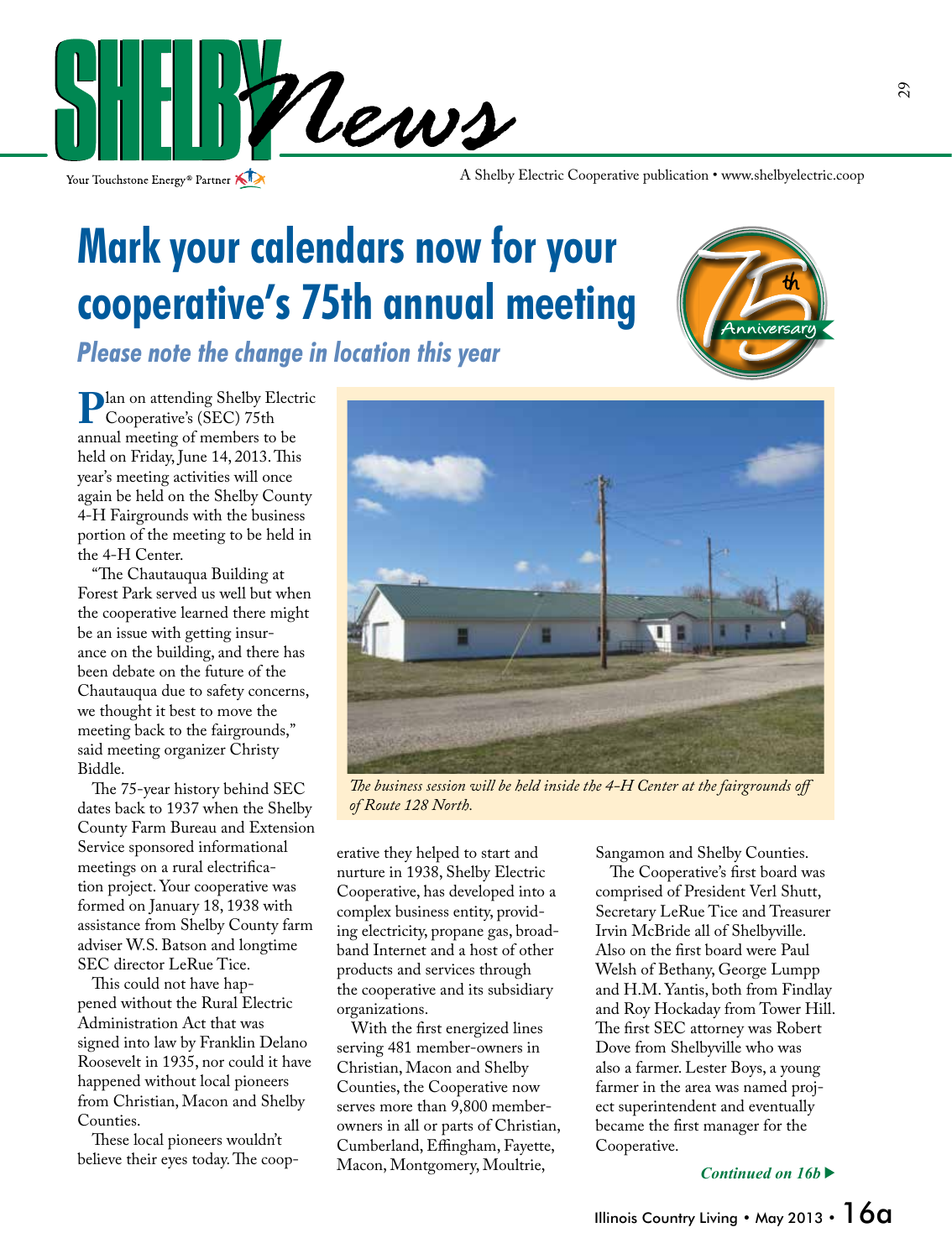# Mark your calendars now for your cooperative's 75th annual meeting

## *Please note the change in location this year*

Plan on attending Shelby Electric Cooperative's (SEC) 75th annual meeting of members to be held on Friday, June 14, 2013. This year's meeting activities will once again be held on the Shelby County 4-H Fairgrounds with the business portion of the meeting to be held in the 4-H Center.

"The Chautauqua Building at Forest Park served us well but when the cooperative learned there might be an issue with getting insurance on the building, and there has been debate on the future of the Chautauqua due to safety concerns, we thought it best to move the meeting back to the fairgrounds," said meeting organizer Christy Biddle.

The 75-year history behind SEC dates back to 1937 when the Shelby County Farm Bureau and Extension Service sponsored informational meetings on a rural electrification project. Your cooperative was formed on January 18, 1938 with assistance from Shelby County farm adviser W.S. Batson and longtime SEC director LeRue Tice.

This could not have happened without the Rural Electric Administration Act that was signed into law by Franklin Delano Roosevelt in 1935, nor could it have happened without local pioneers from Christian, Macon and Shelby Counties.

These local pioneers wouldn't believe their eyes today. The cooperative they helped to start and nurture in 1938, Shelby Electric Cooperative, has developed into a complex business entity, providing electricity, propane gas, broadband Internet and a host of other products and services through the cooperative and its subsidiary organizations.

*The business session will be held inside the 4-H Center at the fairgrounds off of Route 128 North.*

With the first energized lines serving 481 member-owners in Christian, Macon and Shelby Counties, the Cooperative now serves more than 9,800 member-owners in all or parts of Christian, Cumberland, Effingham, Fayette, Macon, Montgomery, Moultrie, Sangamon and Shelby Counties.

The Cooperative's first board was comprised of President Verl Shutt, Secretary LeRue Tice and Treasurer Irvin McBride all of Shelbyville. Also on the first board were Paul Welsh of Bethany, George Lumpp and H.M. Yantis, both from Findlay and Roy Hockaday from Tower Hill. The first SEC attorney was Robert Dove from Shelbyville who was also a farmer. Lester Boys, a young farmer in the area was named project superintendent and eventually became the first manager for the Cooperative.

*Continued on 16b ▶*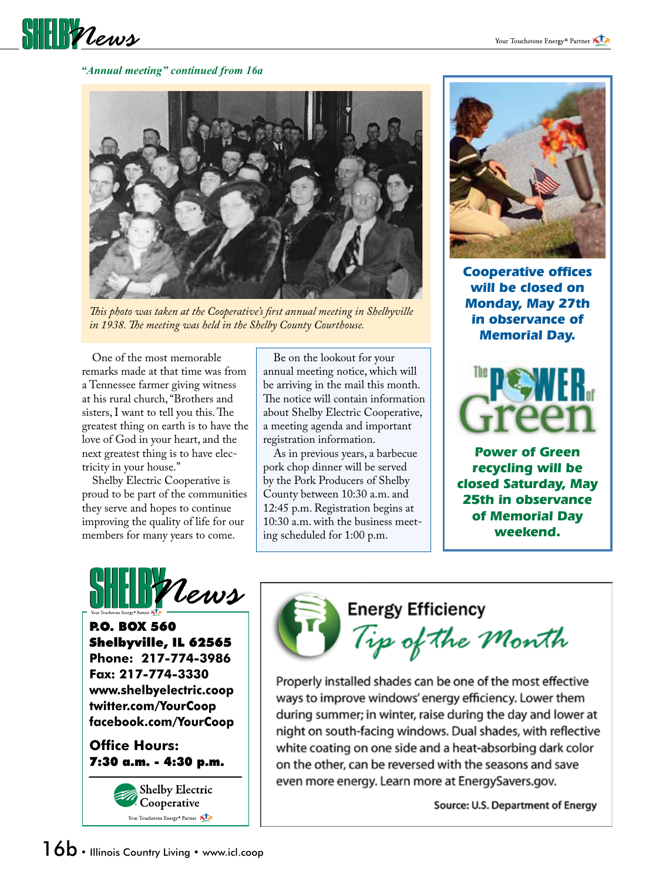*"Annual meeting" continued from 16a*

*This photo was taken at the Cooperative's first annual meeting in Shelbyville in 1938. The meeting was held in the Shelby County Courthouse.*

One of the most memorable remarks made at that time was from a Tennessee farmer giving witness at his rural church, "Brothers and sisters, I want to tell you this. The greatest thing on earth is to have the love of God in your heart, and the next greatest thing is to have electricity in your house."

Shelby Electric Cooperative is proud to be part of the communities they serve and hopes to continue improving the quality of life for our members for many years to come.

Be on the lookout for your annual meeting notice, which will be arriving in the mail this month. The notice will contain information about Shelby Electric Cooperative, a meeting agenda and important registration information.

As in previous years, a barbecue pork chop dinner will be served by the Pork Producers of Shelby County between 10:30 a.m. and 12:45 p.m. Registration begins at 10:30 a.m. with the business meeting scheduled for 1:00 p.m.

**Cooperative offices will be closed on Monday, May 27th in observance of Memorial Day.**

The Power of Green

**Power of Green recycling will be closed Saturday, May 25th in observance of Memorial Day weekend.**

## SHELBY News

**P.O. BOX 560**
**Shelbyville, IL 62565**
**Phone: 217-774-3986**
**Fax: 217-774-3330**
**www.shelbyelectric.coop**
**twitter.com/YourCoop**
**facebook.com/YourCoop**

**Office Hours:**
**7:30 a.m. - 4:30 p.m.**

Shelby Electric Cooperative
Your Touchstone Energy® Partner

## Energy Efficiency Tip of the Month

Properly installed shades can be one of the most effective ways to improve windows' energy efficiency. Lower them during summer; in winter, raise during the day and lower at night on south-facing windows. Dual shades, with reflective white coating on one side and a heat-absorbing dark color on the other, can be reversed with the seasons and save even more energy. Learn more at EnergySavers.gov.

Source: U.S. Department of Energy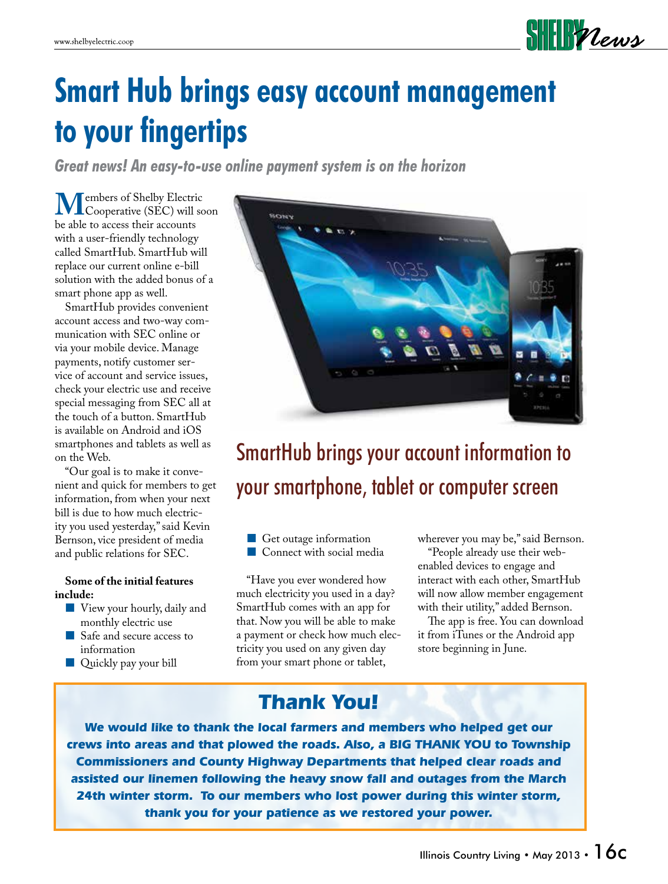# Smart Hub brings easy account management to your fingertips

***Great news! An easy-to-use online payment system is on the horizon***

Members of Shelby Electric Cooperative (SEC) will soon be able to access their accounts with a user-friendly technology called SmartHub. SmartHub will replace our current online e-bill solution with the added bonus of a smart phone app as well.

SmartHub provides convenient account access and two-way communication with SEC online or via your mobile device. Manage payments, notify customer service of account and service issues, check your electric use and receive special messaging from SEC all at the touch of a button. SmartHub is available on Android and iOS smartphones and tablets as well as on the Web.

"Our goal is to make it convenient and quick for members to get information, from when your next bill is due to how much electricity you used yesterday," said Kevin Bernson, vice president of media and public relations for SEC.

**Some of the initial features include:**

- View your hourly, daily and monthly electric use
- Safe and secure access to information
- Quickly pay your bill
- Get outage information
- Connect with social media

## SmartHub brings your account information to your smartphone, tablet or computer screen

"Have you ever wondered how much electricity you used in a day? SmartHub comes with an app for that. Now you will be able to make a payment or check how much electricity you used on any given day from your smart phone or tablet, wherever you may be," said Bernson.

"People already use their web-enabled devices to engage and interact with each other, SmartHub will now allow member engagement with their utility," added Bernson.

The app is free. You can download it from iTunes or the Android app store beginning in June.

## Thank You!

***We would like to thank the local farmers and members who helped get our crews into areas and that plowed the roads. Also, a BIG THANK YOU to Township Commissioners and County Highway Departments that helped clear roads and assisted our linemen following the heavy snow fall and outages from the March 24th winter storm. To our members who lost power during this winter storm, thank you for your patience as we restored your power.***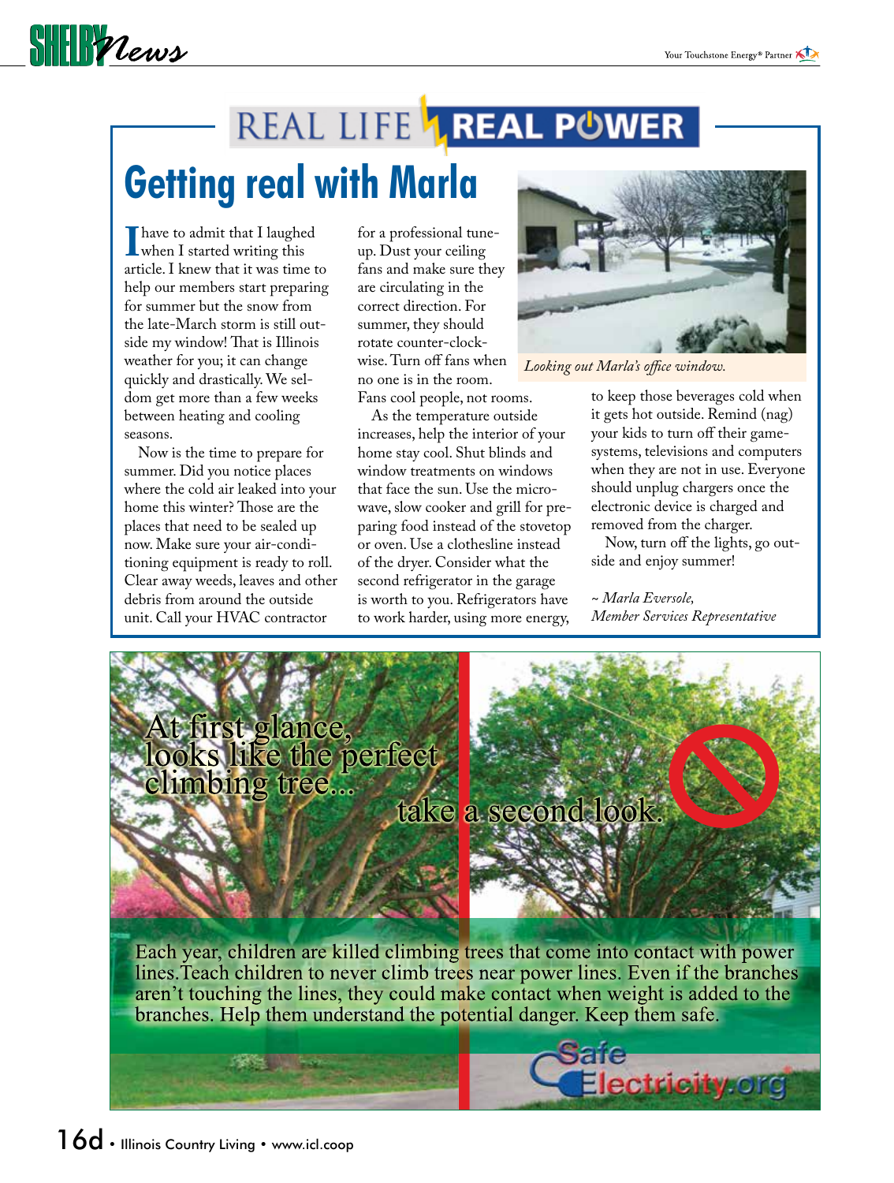# REAL LIFE REAL POWER

## Getting real with Marla

I have to admit that I laughed when I started writing this article. I knew that it was time to help our members start preparing for summer but the snow from the late-March storm is still outside my window! That is Illinois weather for you; it can change quickly and drastically. We seldom get more than a few weeks between heating and cooling seasons.

Now is the time to prepare for summer. Did you notice places where the cold air leaked into your home this winter? Those are the places that need to be sealed up now. Make sure your air-conditioning equipment is ready to roll. Clear away weeds, leaves and other debris from around the outside unit. Call your HVAC contractor for a professional tune-up. Dust your ceiling fans and make sure they are circulating in the correct direction. For summer, they should rotate counter-clockwise. Turn off fans when no one is in the room. Fans cool people, not rooms.

As the temperature outside increases, help the interior of your home stay cool. Shut blinds and window treatments on windows that face the sun. Use the microwave, slow cooker and grill for preparing food instead of the stovetop or oven. Use a clothesline instead of the dryer. Consider what the second refrigerator in the garage is worth to you. Refrigerators have to work harder, using more energy, to keep those beverages cold when it gets hot outside. Remind (nag) your kids to turn off their game-systems, televisions and computers when they are not in use. Everyone should unplug chargers once the electronic device is charged and removed from the charger.

Now, turn off the lights, go outside and enjoy summer!

*~ Marla Eversole,*
*Member Services Representative*

*Looking out Marla's office window.*

At first glance, looks like the perfect climbing tree...

take a second look.

Each year, children are killed climbing trees that come into contact with power lines. Teach children to never climb trees near power lines. Even if the branches aren't touching the lines, they could make contact when weight is added to the branches. Help them understand the potential danger. Keep them safe.

SafeElectricity.org